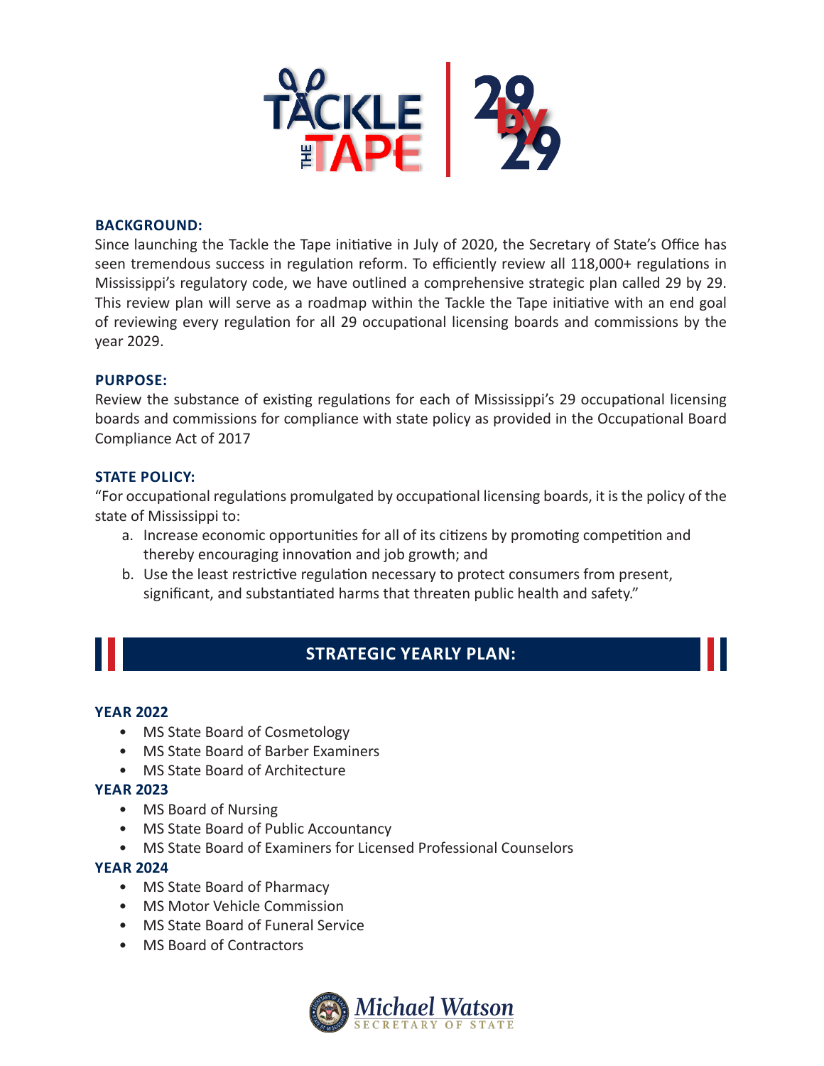# TACKLE THE TAPE | 29 by 29

**BACKGROUND:**

Since launching the Tackle the Tape initiative in July of 2020, the Secretary of State's Office has seen tremendous success in regulation reform. To efficiently review all 118,000+ regulations in Mississippi's regulatory code, we have outlined a comprehensive strategic plan called 29 by 29. This review plan will serve as a roadmap within the Tackle the Tape initiative with an end goal of reviewing every regulation for all 29 occupational licensing boards and commissions by the year 2029.

**PURPOSE:**

Review the substance of existing regulations for each of Mississippi's 29 occupational licensing boards and commissions for compliance with state policy as provided in the Occupational Board Compliance Act of 2017

**STATE POLICY:**

"For occupational regulations promulgated by occupational licensing boards, it is the policy of the state of Mississippi to:

a. Increase economic opportunities for all of its citizens by promoting competition and thereby encouraging innovation and job growth; and
b. Use the least restrictive regulation necessary to protect consumers from present, significant, and substantiated harms that threaten public health and safety."

## STRATEGIC YEARLY PLAN:

**YEAR 2022**

- MS State Board of Cosmetology
- MS State Board of Barber Examiners
- MS State Board of Architecture

**YEAR 2023**

- MS Board of Nursing
- MS State Board of Public Accountancy
- MS State Board of Examiners for Licensed Professional Counselors

**YEAR 2024**

- MS State Board of Pharmacy
- MS Motor Vehicle Commission
- MS State Board of Funeral Service
- MS Board of Contractors

Michael Watson
SECRETARY OF STATE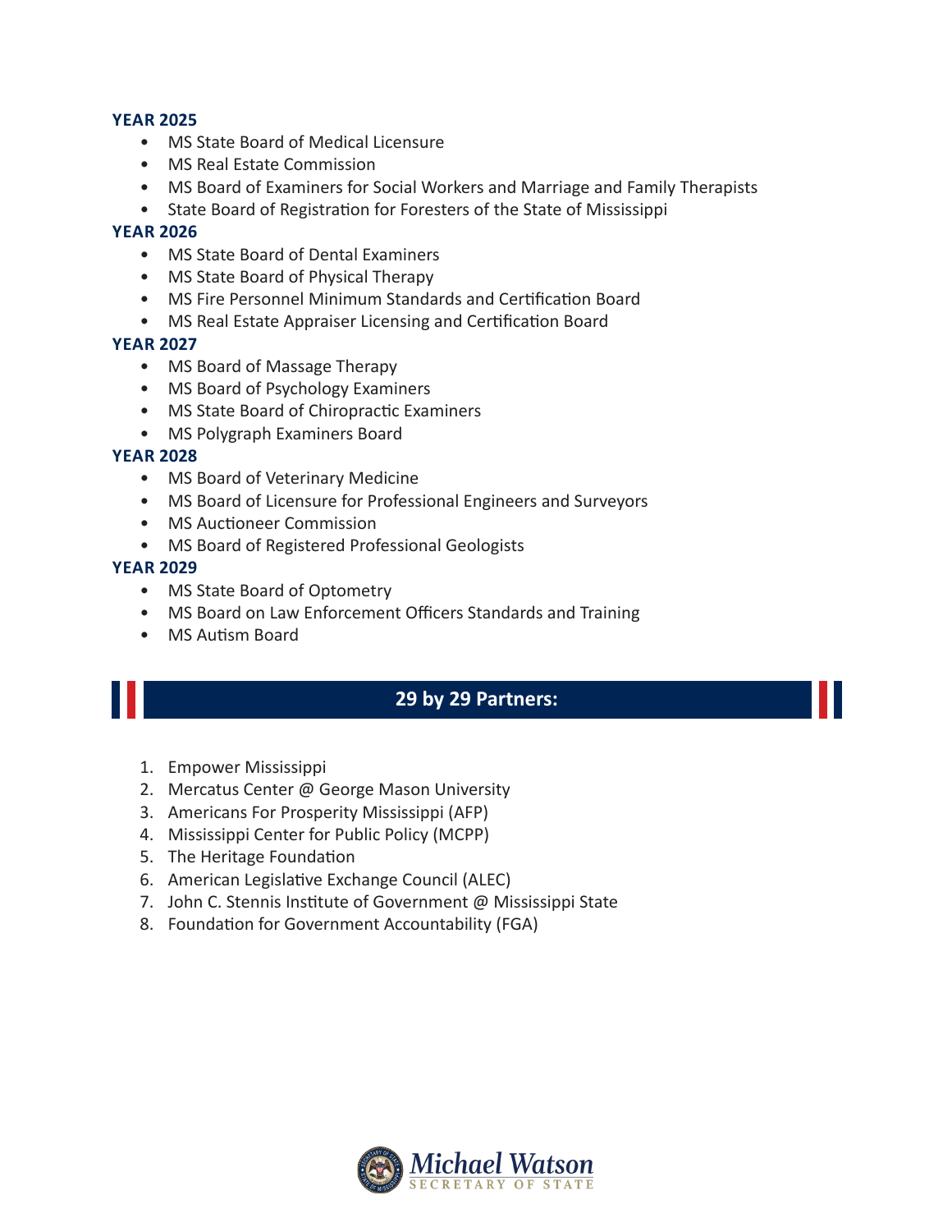**YEAR 2025**

- MS State Board of Medical Licensure
- MS Real Estate Commission
- MS Board of Examiners for Social Workers and Marriage and Family Therapists
- State Board of Registration for Foresters of the State of Mississippi

**YEAR 2026**

- MS State Board of Dental Examiners
- MS State Board of Physical Therapy
- MS Fire Personnel Minimum Standards and Certification Board
- MS Real Estate Appraiser Licensing and Certification Board

**YEAR 2027**

- MS Board of Massage Therapy
- MS Board of Psychology Examiners
- MS State Board of Chiropractic Examiners
- MS Polygraph Examiners Board

**YEAR 2028**

- MS Board of Veterinary Medicine
- MS Board of Licensure for Professional Engineers and Surveyors
- MS Auctioneer Commission
- MS Board of Registered Professional Geologists

**YEAR 2029**

- MS State Board of Optometry
- MS Board on Law Enforcement Officers Standards and Training
- MS Autism Board

## 29 by 29 Partners:

1. Empower Mississippi
2. Mercatus Center @ George Mason University
3. Americans For Prosperity Mississippi (AFP)
4. Mississippi Center for Public Policy (MCPP)
5. The Heritage Foundation
6. American Legislative Exchange Council (ALEC)
7. John C. Stennis Institute of Government @ Mississippi State
8. Foundation for Government Accountability (FGA)

Michael Watson
SECRETARY OF STATE